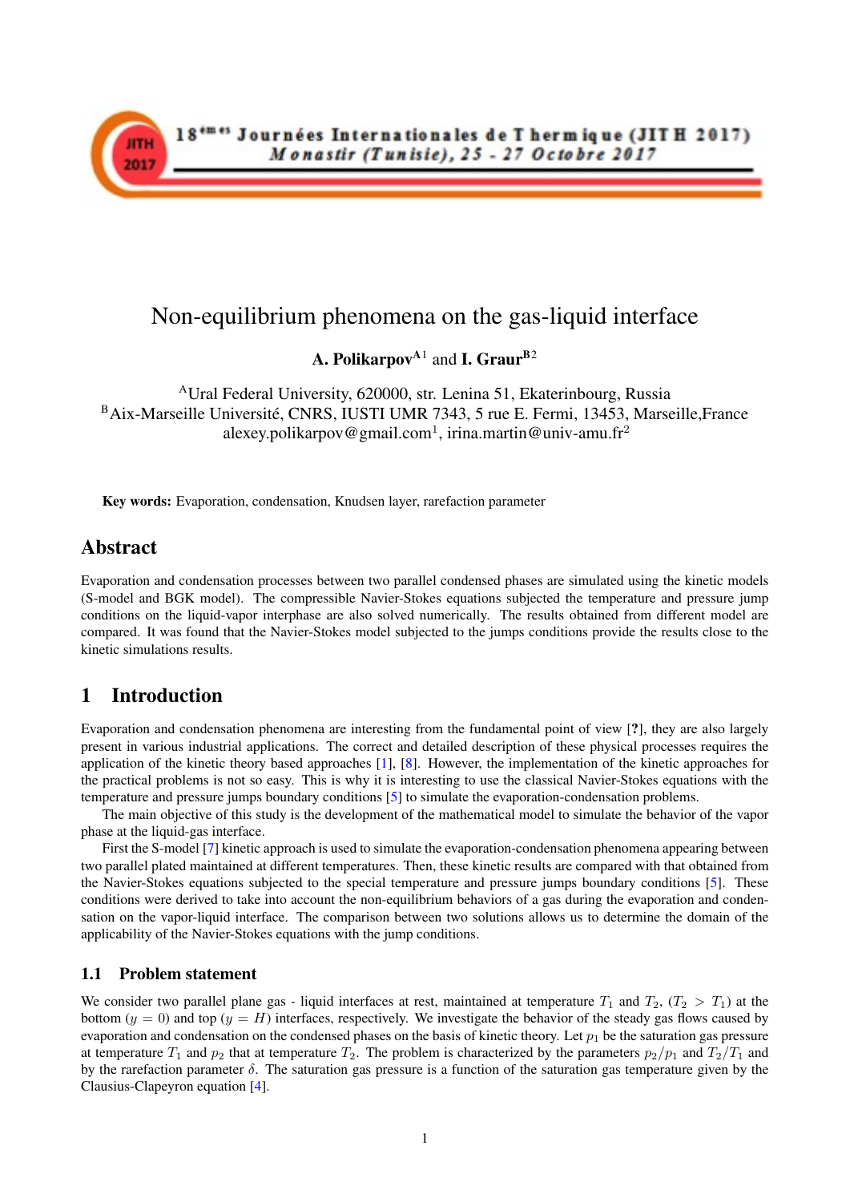# Non-equilibrium phenomena on the gas-liquid interface

**A. Polikarpov**[A1] and **I. Graur**[B2]

[A]Ural Federal University, 620000, str. Lenina 51, Ekaterinbourg, Russia
[B]Aix-Marseille Université, CNRS, IUSTI UMR 7343, 5 rue E. Fermi, 13453, Marseille,France
alexey.polikarpov@gmail.com[1], irina.martin@univ-amu.fr[2]

**Key words:** Evaporation, condensation, Knudsen layer, rarefaction parameter

## Abstract

Evaporation and condensation processes between two parallel condensed phases are simulated using the kinetic models (S-model and BGK model). The compressible Navier-Stokes equations subjected the temperature and pressure jump conditions on the liquid-vapor interphase are also solved numerically. The results obtained from different model are compared. It was found that the Navier-Stokes model subjected to the jumps conditions provide the results close to the kinetic simulations results.

## 1 Introduction

Evaporation and condensation phenomena are interesting from the fundamental point of view [?], they are also largely present in various industrial applications. The correct and detailed description of these physical processes requires the application of the kinetic theory based approaches [1], [8]. However, the implementation of the kinetic approaches for the practical problems is not so easy. This is why it is interesting to use the classical Navier-Stokes equations with the temperature and pressure jumps boundary conditions [5] to simulate the evaporation-condensation problems.

The main objective of this study is the development of the mathematical model to simulate the behavior of the vapor phase at the liquid-gas interface.

First the S-model [7] kinetic approach is used to simulate the evaporation-condensation phenomena appearing between two parallel plated maintained at different temperatures. Then, these kinetic results are compared with that obtained from the Navier-Stokes equations subjected to the special temperature and pressure jumps boundary conditions [5]. These conditions were derived to take into account the non-equilibrium behaviors of a gas during the evaporation and condensation on the vapor-liquid interface. The comparison between two solutions allows us to determine the domain of the applicability of the Navier-Stokes equations with the jump conditions.

### 1.1 Problem statement

We consider two parallel plane gas - liquid interfaces at rest, maintained at temperature $T_1$ and $T_2$, ($T_2 > T_1$) at the bottom ($y = 0$) and top ($y = H$) interfaces, respectively. We investigate the behavior of the steady gas flows caused by evaporation and condensation on the condensed phases on the basis of kinetic theory. Let $p_1$ be the saturation gas pressure at temperature $T_1$ and $p_2$ that at temperature $T_2$. The problem is characterized by the parameters $p_2/p_1$ and $T_2/T_1$ and by the rarefaction parameter $\delta$. The saturation gas pressure is a function of the saturation gas temperature given by the Clausius-Clapeyron equation [4].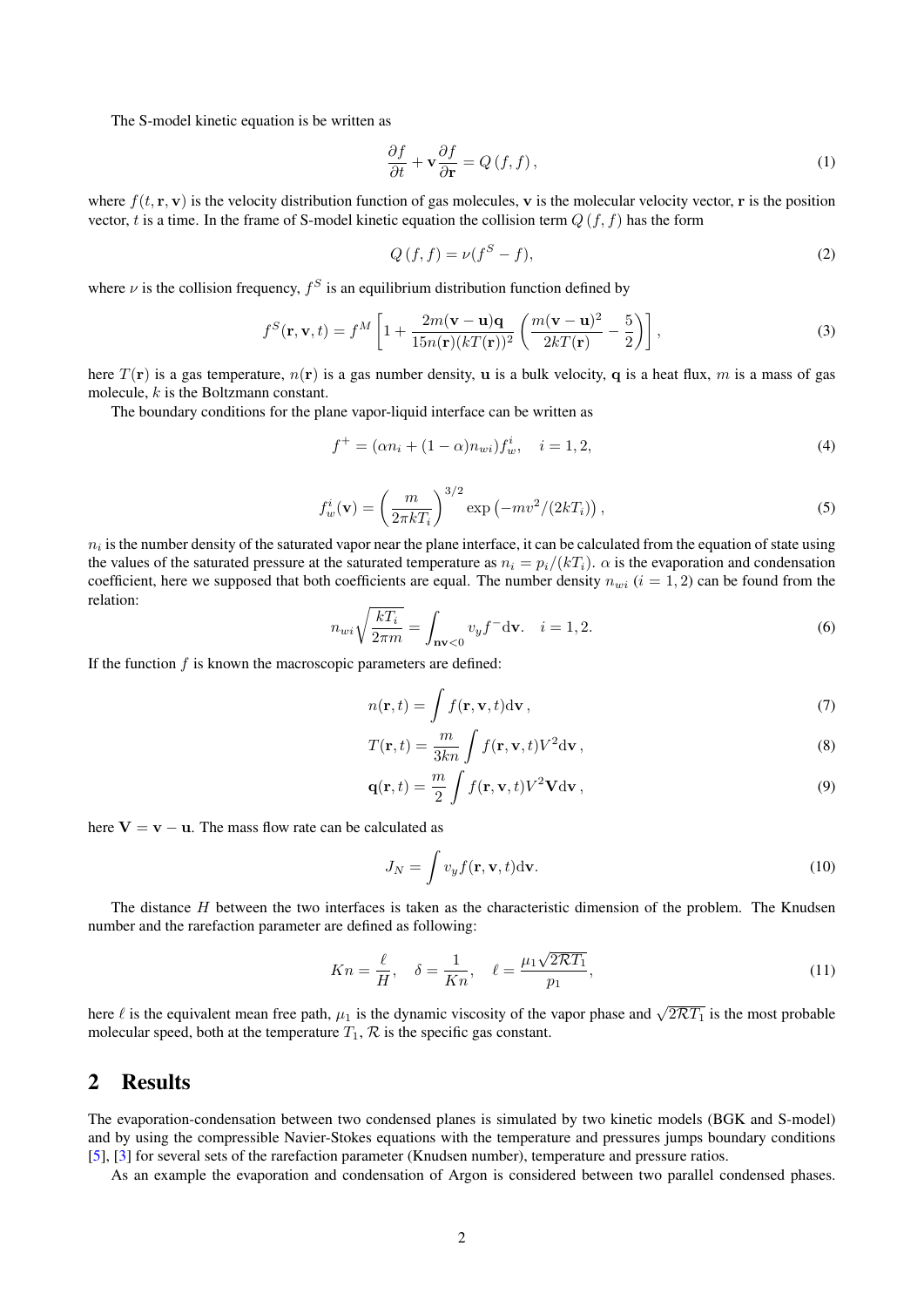The S-model kinetic equation is be written as

$$\frac{\partial f}{\partial t} + \mathbf{v}\frac{\partial f}{\partial \mathbf{r}} = Q\left(f, f\right), \tag{1}$$

where $f(t, \mathbf{r}, \mathbf{v})$ is the velocity distribution function of gas molecules, $\mathbf{v}$ is the molecular velocity vector, $\mathbf{r}$ is the position vector, $t$ is a time. In the frame of S-model kinetic equation the collision term $Q\left(f, f\right)$ has the form

$$Q\left(f, f\right) = \nu(f^S - f), \tag{2}$$

where $\nu$ is the collision frequency, $f^S$ is an equilibrium distribution function defined by

$$f^S(\mathbf{r}, \mathbf{v}, t) = f^M\left[1 + \frac{2m(\mathbf{v}-\mathbf{u})\mathbf{q}}{15n(\mathbf{r})(kT(\mathbf{r}))^2}\left(\frac{m(\mathbf{v}-\mathbf{u})^2}{2kT(\mathbf{r})} - \frac{5}{2}\right)\right], \tag{3}$$

here $T(\mathbf{r})$ is a gas temperature, $n(\mathbf{r})$ is a gas number density, $\mathbf{u}$ is a bulk velocity, $\mathbf{q}$ is a heat flux, $m$ is a mass of gas molecule, $k$ is the Boltzmann constant.

The boundary conditions for the plane vapor-liquid interface can be written as

$$f^+ = (\alpha n_i + (1-\alpha)n_{wi})f_w^i, \quad i = 1, 2, \tag{4}$$

$$f_w^i(\mathbf{v}) = \left(\frac{m}{2\pi k T_i}\right)^{3/2}\exp\left(-mv^2/(2kT_i)\right), \tag{5}$$

$n_i$ is the number density of the saturated vapor near the plane interface, it can be calculated from the equation of state using the values of the saturated pressure at the saturated temperature as $n_i = p_i/(kT_i)$. $\alpha$ is the evaporation and condensation coefficient, here we supposed that both coefficients are equal. The number density $n_{wi}$ ($i = 1, 2$) can be found from the relation:

$$n_{wi}\sqrt{\frac{kT_i}{2\pi m}} = \int_{\mathbf{n}\mathbf{v}<0} v_y f^- \mathrm{d}\mathbf{v}. \quad i = 1, 2. \tag{6}$$

If the function $f$ is known the macroscopic parameters are defined:

$$n(\mathbf{r}, t) = \int f(\mathbf{r}, \mathbf{v}, t)\mathrm{d}\mathbf{v}\,, \tag{7}$$

$$T(\mathbf{r}, t) = \frac{m}{3kn}\int f(\mathbf{r}, \mathbf{v}, t)V^2\mathrm{d}\mathbf{v}\,, \tag{8}$$

$$\mathbf{q}(\mathbf{r}, t) = \frac{m}{2}\int f(\mathbf{r}, \mathbf{v}, t)V^2\mathbf{V}\mathrm{d}\mathbf{v}\,, \tag{9}$$

here $\mathbf{V} = \mathbf{v} - \mathbf{u}$. The mass flow rate can be calculated as

$$J_N = \int v_y f(\mathbf{r}, \mathbf{v}, t)\mathrm{d}\mathbf{v}. \tag{10}$$

The distance $H$ between the two interfaces is taken as the characteristic dimension of the problem. The Knudsen number and the rarefaction parameter are defined as following:

$$Kn = \frac{\ell}{H}, \quad \delta = \frac{1}{Kn}, \quad \ell = \frac{\mu_1\sqrt{2\mathcal{R}T_1}}{p_1}, \tag{11}$$

here $\ell$ is the equivalent mean free path, $\mu_1$ is the dynamic viscosity of the vapor phase and $\sqrt{2\mathcal{R}T_1}$ is the most probable molecular speed, both at the temperature $T_1$, $\mathcal{R}$ is the specific gas constant.

## 2 Results

The evaporation-condensation between two condensed planes is simulated by two kinetic models (BGK and S-model) and by using the compressible Navier-Stokes equations with the temperature and pressures jumps boundary conditions [5], [3] for several sets of the rarefaction parameter (Knudsen number), temperature and pressure ratios.

As an example the evaporation and condensation of Argon is considered between two parallel condensed phases.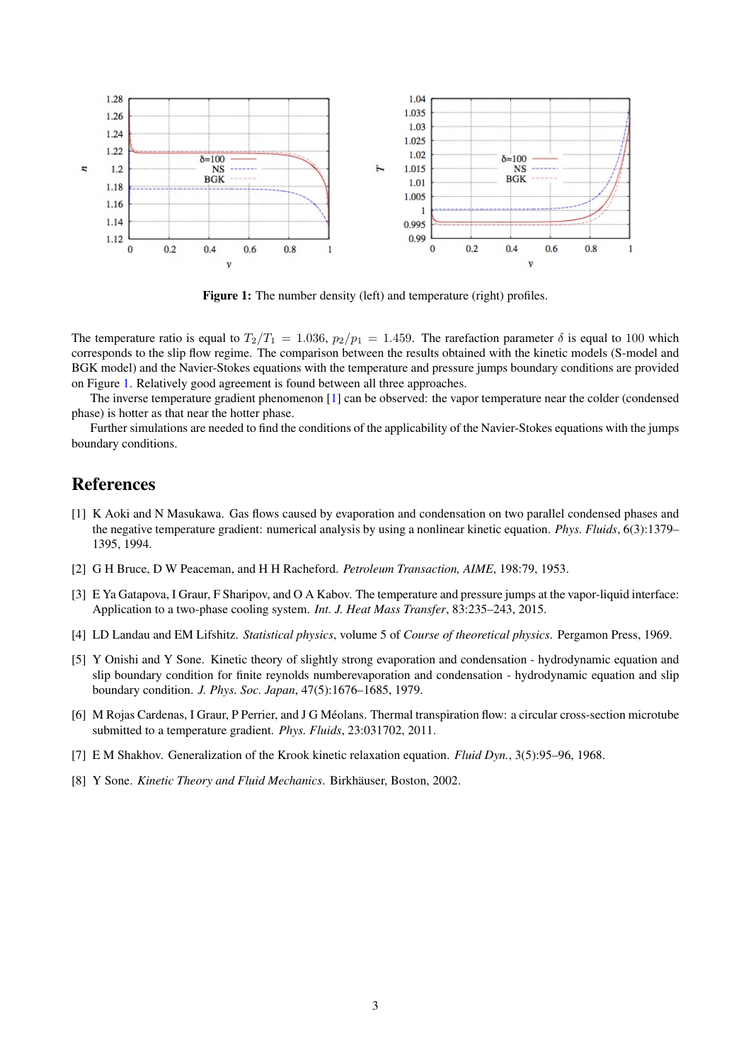n

1.28
1.26
1.24
1.22
1.2
1.18
1.16
1.14
1.12

0
0.2
0.4
0.6
0.8
1

y

δ=100
NS
BGK

T

1.04
1.035
1.03
1.025
1.02
1.015
1.01
1.005
1
0.995
0.99

0
0.2
0.4
0.6
0.8
1

y

δ=100
NS
BGK

**Figure 1:** The number density (left) and temperature (right) profiles.

The temperature ratio is equal to $T_2/T_1 = 1.036$, $p_2/p_1 = 1.459$. The rarefaction parameter $\delta$ is equal to 100 which corresponds to the slip flow regime. The comparison between the results obtained with the kinetic models (S-model and BGK model) and the Navier-Stokes equations with the temperature and pressure jumps boundary conditions are provided on Figure 1. Relatively good agreement is found between all three approaches.

The inverse temperature gradient phenomenon [1] can be observed: the vapor temperature near the colder (condensed phase) is hotter as that near the hotter phase.

Further simulations are needed to find the conditions of the applicability of the Navier-Stokes equations with the jumps boundary conditions.

## References

[1] K Aoki and N Masukawa. Gas flows caused by evaporation and condensation on two parallel condensed phases and the negative temperature gradient: numerical analysis by using a nonlinear kinetic equation. *Phys. Fluids*, 6(3):1379–1395, 1994.

[2] G H Bruce, D W Peaceman, and H H Racheford. *Petroleum Transaction, AIME*, 198:79, 1953.

[3] E Ya Gatapova, I Graur, F Sharipov, and O A Kabov. The temperature and pressure jumps at the vapor-liquid interface: Application to a two-phase cooling system. *Int. J. Heat Mass Transfer*, 83:235–243, 2015.

[4] LD Landau and EM Lifshitz. *Statistical physics*, volume 5 of *Course of theoretical physics*. Pergamon Press, 1969.

[5] Y Onishi and Y Sone. Kinetic theory of slightly strong evaporation and condensation - hydrodynamic equation and slip boundary condition for finite reynolds numberevaporation and condensation - hydrodynamic equation and slip boundary condition. *J. Phys. Soc. Japan*, 47(5):1676–1685, 1979.

[6] M Rojas Cardenas, I Graur, P Perrier, and J G Méolans. Thermal transpiration flow: a circular cross-section microtube submitted to a temperature gradient. *Phys. Fluids*, 23:031702, 2011.

[7] E M Shakhov. Generalization of the Krook kinetic relaxation equation. *Fluid Dyn.*, 3(5):95–96, 1968.

[8] Y Sone. *Kinetic Theory and Fluid Mechanics*. Birkhäuser, Boston, 2002.